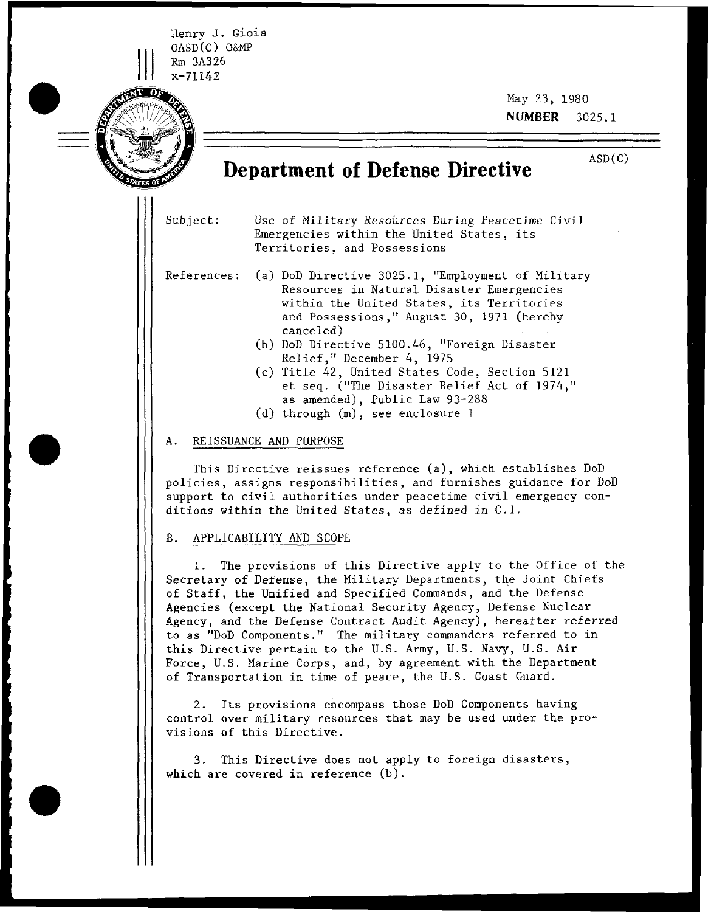Henry J. Gioia
OASD(C) O&MP
Rm 3A326
x-71142

May 23, 1980
**NUMBER** 3025.1

ASD(C)

# Department of Defense Directive

Subject: Use of Military Resources During Peacetime Civil Emergencies within the United States, its Territories, and Possessions

References:
- (a) DoD Directive 3025.1, "Employment of Military Resources in Natural Disaster Emergencies within the United States, its Territories and Possessions," August 30, 1971 (hereby canceled)
- (b) DoD Directive 5100.46, "Foreign Disaster Relief," December 4, 1975
- (c) Title 42, United States Code, Section 5121 et seq. ("The Disaster Relief Act of 1974," as amended), Public Law 93-288
- (d) through (m), see enclosure 1

## A. REISSUANCE AND PURPOSE

This Directive reissues reference (a), which establishes DoD policies, assigns responsibilities, and furnishes guidance for DoD support to civil authorities under peacetime civil emergency conditions within the United States, as defined in C.1.

## B. APPLICABILITY AND SCOPE

1. The provisions of this Directive apply to the Office of the Secretary of Defense, the Military Departments, the Joint Chiefs of Staff, the Unified and Specified Commands, and the Defense Agencies (except the National Security Agency, Defense Nuclear Agency, and the Defense Contract Audit Agency), hereafter referred to as "DoD Components." The military commanders referred to in this Directive pertain to the U.S. Army, U.S. Navy, U.S. Air Force, U.S. Marine Corps, and, by agreement with the Department of Transportation in time of peace, the U.S. Coast Guard.

2. Its provisions encompass those DoD Components having control over military resources that may be used under the provisions of this Directive.

3. This Directive does not apply to foreign disasters, which are covered in reference (b).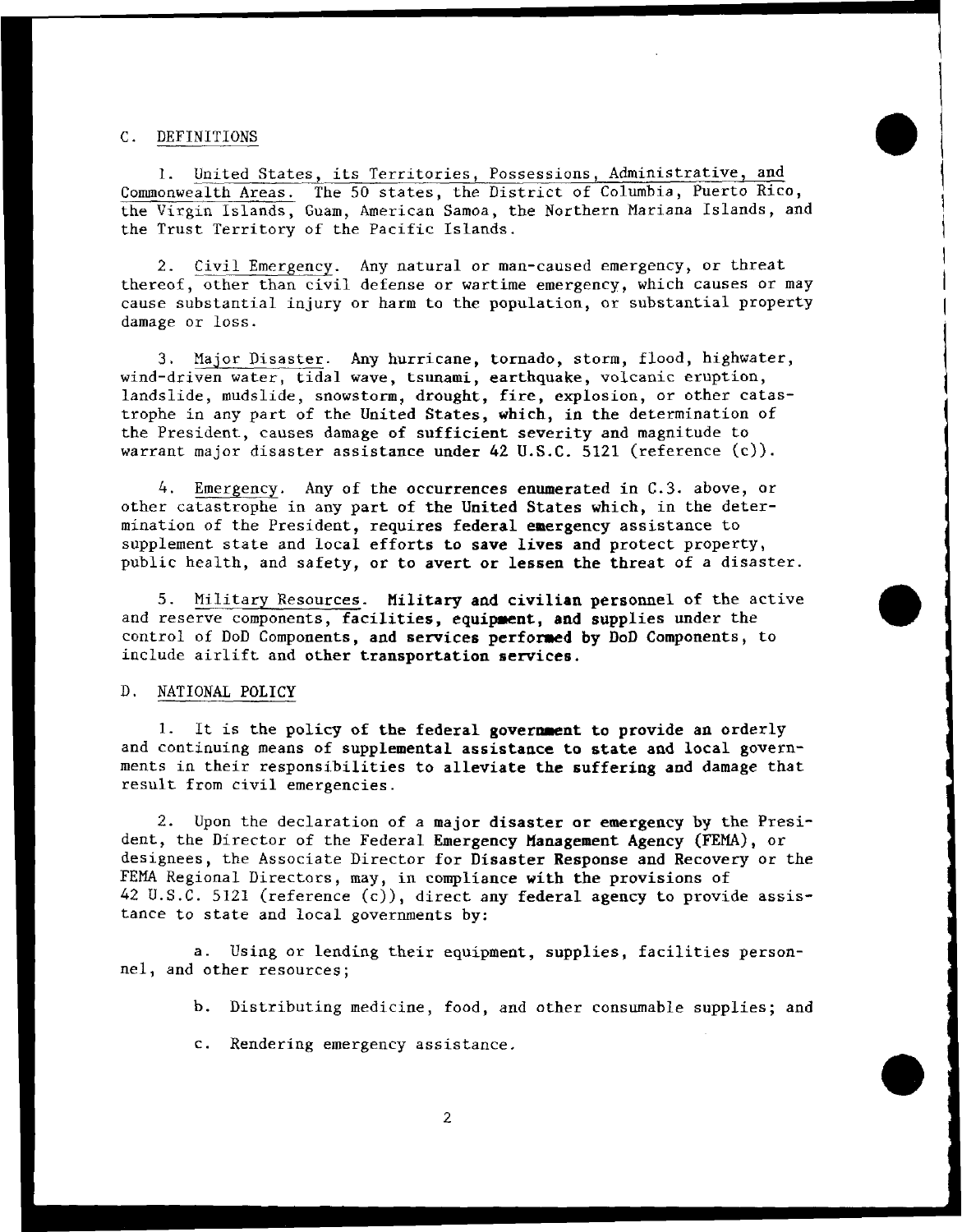## C. DEFINITIONS

1. United States, its Territories, Possessions, Administrative, and Commonwealth Areas. The 50 states, the District of Columbia, Puerto Rico, the Virgin Islands, Guam, American Samoa, the Northern Mariana Islands, and the Trust Territory of the Pacific Islands.

2. Civil Emergency. Any natural or man-caused emergency, or threat thereof, other than civil defense or wartime emergency, which causes or may cause substantial injury or harm to the population, or substantial property damage or loss.

3. Major Disaster. Any hurricane, tornado, storm, flood, highwater, wind-driven water, tidal wave, tsunami, earthquake, volcanic eruption, landslide, mudslide, snowstorm, drought, fire, explosion, or other catastrophe in any part of the United States, which, in the determination of the President, causes damage of sufficient severity and magnitude to warrant major disaster assistance under 42 U.S.C. 5121 (reference (c)).

4. Emergency. Any of the occurrences enumerated in C.3. above, or other catastrophe in any part of the United States which, in the determination of the President, requires federal emergency assistance to supplement state and local efforts to save lives and protect property, public health, and safety, or to avert or lessen the threat of a disaster.

5. Military Resources. Military and civilian personnel of the active and reserve components, facilities, equipment, and supplies under the control of DoD Components, and services performed by DoD Components, to include airlift and other transportation services.

## D. NATIONAL POLICY

1. It is the policy of the federal government to provide an orderly and continuing means of supplemental assistance to state and local governments in their responsibilities to alleviate the suffering and damage that result from civil emergencies.

2. Upon the declaration of a major disaster or emergency by the President, the Director of the Federal Emergency Management Agency (FEMA), or designees, the Associate Director for Disaster Response and Recovery or the FEMA Regional Directors, may, in compliance with the provisions of 42 U.S.C. 5121 (reference (c)), direct any federal agency to provide assistance to state and local governments by:

a. Using or lending their equipment, supplies, facilities personnel, and other resources;

b. Distributing medicine, food, and other consumable supplies; and

c. Rendering emergency assistance.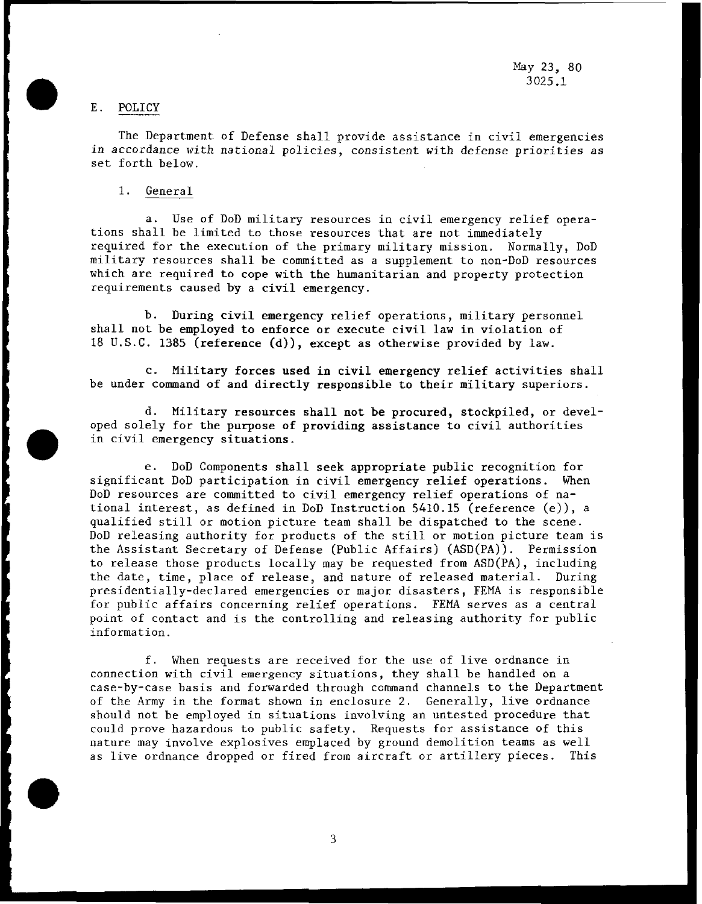## E. POLICY

The Department of Defense shall provide assistance in civil emergencies in accordance with national policies, consistent with defense priorities as set forth below.

### 1. General

a. Use of DoD military resources in civil emergency relief operations shall be limited to those resources that are not immediately required for the execution of the primary military mission. Normally, DoD military resources shall be committed as a supplement to non-DoD resources which are required to cope with the humanitarian and property protection requirements caused by a civil emergency.

b. During civil emergency relief operations, military personnel shall not be employed to enforce or execute civil law in violation of 18 U.S.C. 1385 (reference (d)), except as otherwise provided by law.

c. Military forces used in civil emergency relief activities shall be under command of and directly responsible to their military superiors.

d. Military resources shall not be procured, stockpiled, or developed solely for the purpose of providing assistance to civil authorities in civil emergency situations.

e. DoD Components shall seek appropriate public recognition for significant DoD participation in civil emergency relief operations. When DoD resources are committed to civil emergency relief operations of national interest, as defined in DoD Instruction 5410.15 (reference (e)), a qualified still or motion picture team shall be dispatched to the scene. DoD releasing authority for products of the still or motion picture team is the Assistant Secretary of Defense (Public Affairs) (ASD(PA)). Permission to release those products locally may be requested from ASD(PA), including the date, time, place of release, and nature of released material. During presidentially-declared emergencies or major disasters, FEMA is responsible for public affairs concerning relief operations. FEMA serves as a central point of contact and is the controlling and releasing authority for public information.

f. When requests are received for the use of live ordnance in connection with civil emergency situations, they shall be handled on a case-by-case basis and forwarded through command channels to the Department of the Army in the format shown in enclosure 2. Generally, live ordnance should not be employed in situations involving an untested procedure that could prove hazardous to public safety. Requests for assistance of this nature may involve explosives emplaced by ground demolition teams as well as live ordnance dropped or fired from aircraft or artillery pieces. This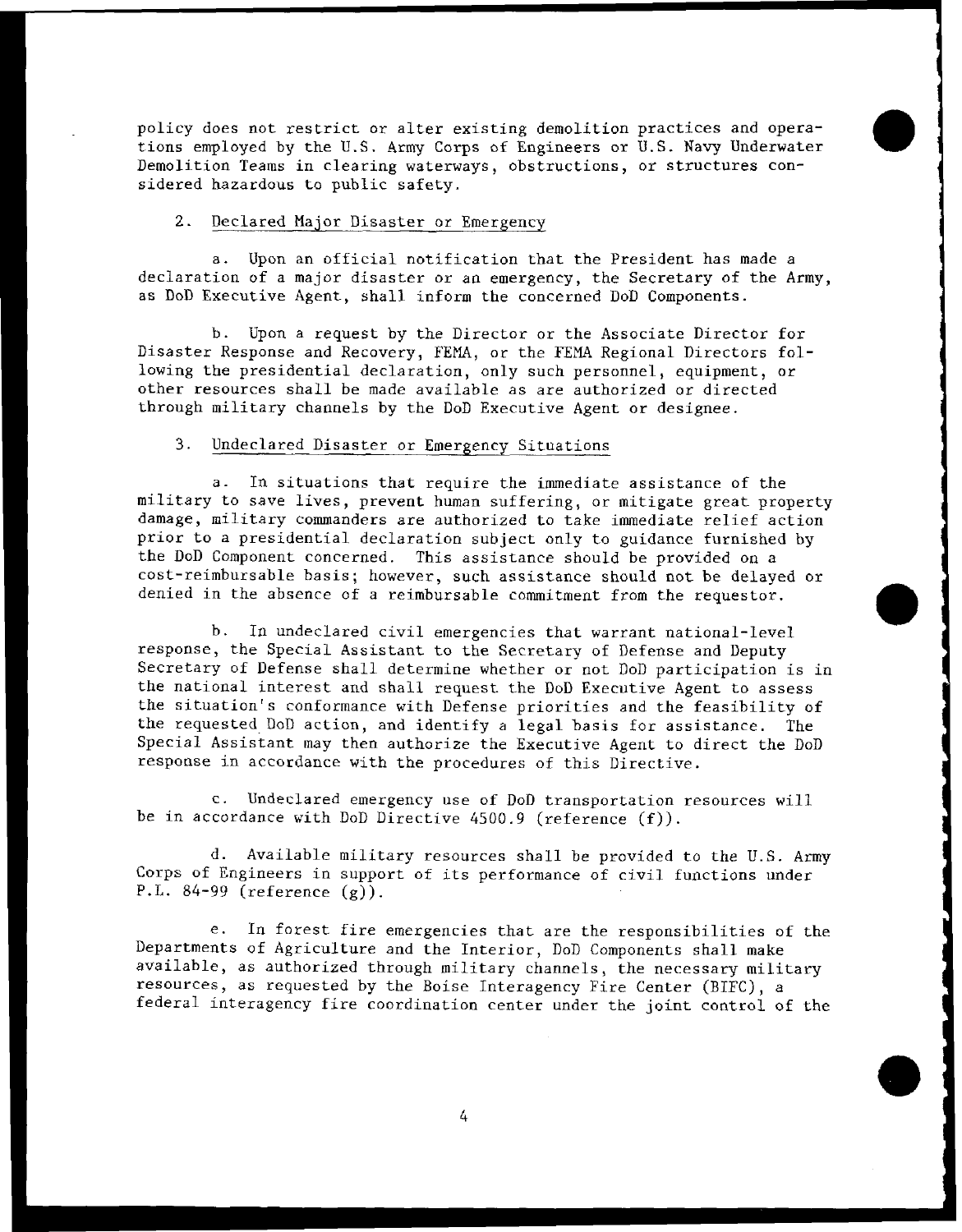policy does not restrict or alter existing demolition practices and operations employed by the U.S. Army Corps of Engineers or U.S. Navy Underwater Demolition Teams in clearing waterways, obstructions, or structures considered hazardous to public safety.

2. Declared Major Disaster or Emergency

a. Upon an official notification that the President has made a declaration of a major disaster or an emergency, the Secretary of the Army, as DoD Executive Agent, shall inform the concerned DoD Components.

b. Upon a request by the Director or the Associate Director for Disaster Response and Recovery, FEMA, or the FEMA Regional Directors following the presidential declaration, only such personnel, equipment, or other resources shall be made available as are authorized or directed through military channels by the DoD Executive Agent or designee.

3. Undeclared Disaster or Emergency Situations

a. In situations that require the immediate assistance of the military to save lives, prevent human suffering, or mitigate great property damage, military commanders are authorized to take immediate relief action prior to a presidential declaration subject only to guidance furnished by the DoD Component concerned. This assistance should be provided on a cost-reimbursable basis; however, such assistance should not be delayed or denied in the absence of a reimbursable commitment from the requestor.

b. In undeclared civil emergencies that warrant national-level response, the Special Assistant to the Secretary of Defense and Deputy Secretary of Defense shall determine whether or not DoD participation is in the national interest and shall request the DoD Executive Agent to assess the situation's conformance with Defense priorities and the feasibility of the requested DoD action, and identify a legal basis for assistance. The Special Assistant may then authorize the Executive Agent to direct the DoD response in accordance with the procedures of this Directive.

c. Undeclared emergency use of DoD transportation resources will be in accordance with DoD Directive 4500.9 (reference (f)).

d. Available military resources shall be provided to the U.S. Army Corps of Engineers in support of its performance of civil functions under P.L. 84-99 (reference (g)).

e. In forest fire emergencies that are the responsibilities of the Departments of Agriculture and the Interior, DoD Components shall make available, as authorized through military channels, the necessary military resources, as requested by the Boise Interagency Fire Center (BIFC), a federal interagency fire coordination center under the joint control of the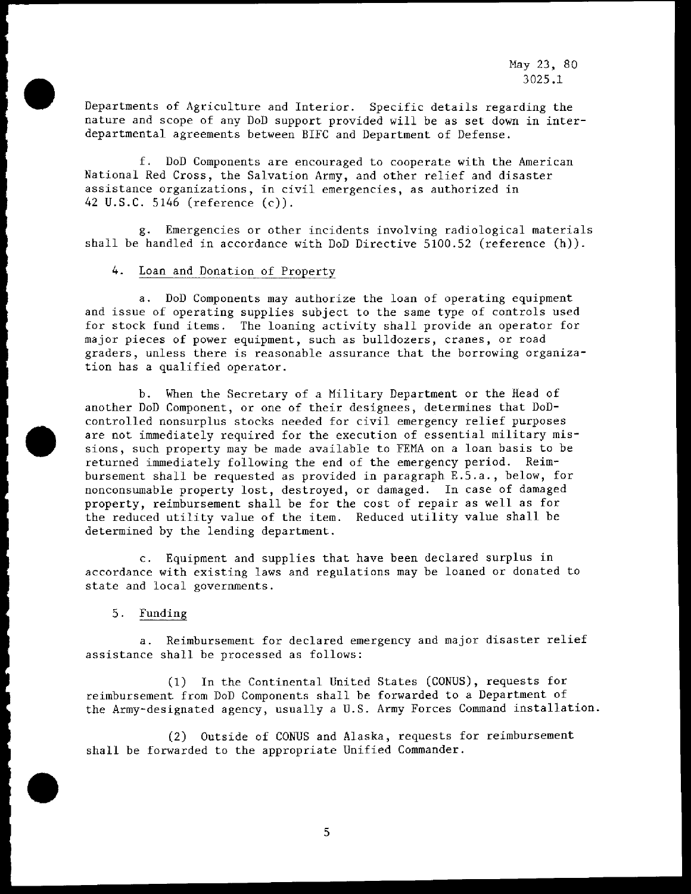Departments of Agriculture and Interior. Specific details regarding the nature and scope of any DoD support provided will be as set down in interdepartmental agreements between BIFC and Department of Defense.

f. DoD Components are encouraged to cooperate with the American National Red Cross, the Salvation Army, and other relief and disaster assistance organizations, in civil emergencies, as authorized in 42 U.S.C. 5146 (reference (c)).

g. Emergencies or other incidents involving radiological materials shall be handled in accordance with DoD Directive 5100.52 (reference (h)).

4. Loan and Donation of Property

a. DoD Components may authorize the loan of operating equipment and issue of operating supplies subject to the same type of controls used for stock fund items. The loaning activity shall provide an operator for major pieces of power equipment, such as bulldozers, cranes, or road graders, unless there is reasonable assurance that the borrowing organization has a qualified operator.

b. When the Secretary of a Military Department or the Head of another DoD Component, or one of their designees, determines that DoD-controlled nonsurplus stocks needed for civil emergency relief purposes are not immediately required for the execution of essential military missions, such property may be made available to FEMA on a loan basis to be returned immediately following the end of the emergency period. Reimbursement shall be requested as provided in paragraph E.5.a., below, for nonconsumable property lost, destroyed, or damaged. In case of damaged property, reimbursement shall be for the cost of repair as well as for the reduced utility value of the item. Reduced utility value shall be determined by the lending department.

c. Equipment and supplies that have been declared surplus in accordance with existing laws and regulations may be loaned or donated to state and local governments.

5. Funding

a. Reimbursement for declared emergency and major disaster relief assistance shall be processed as follows:

(1) In the Continental United States (CONUS), requests for reimbursement from DoD Components shall be forwarded to a Department of the Army-designated agency, usually a U.S. Army Forces Command installation.

(2) Outside of CONUS and Alaska, requests for reimbursement shall be forwarded to the appropriate Unified Commander.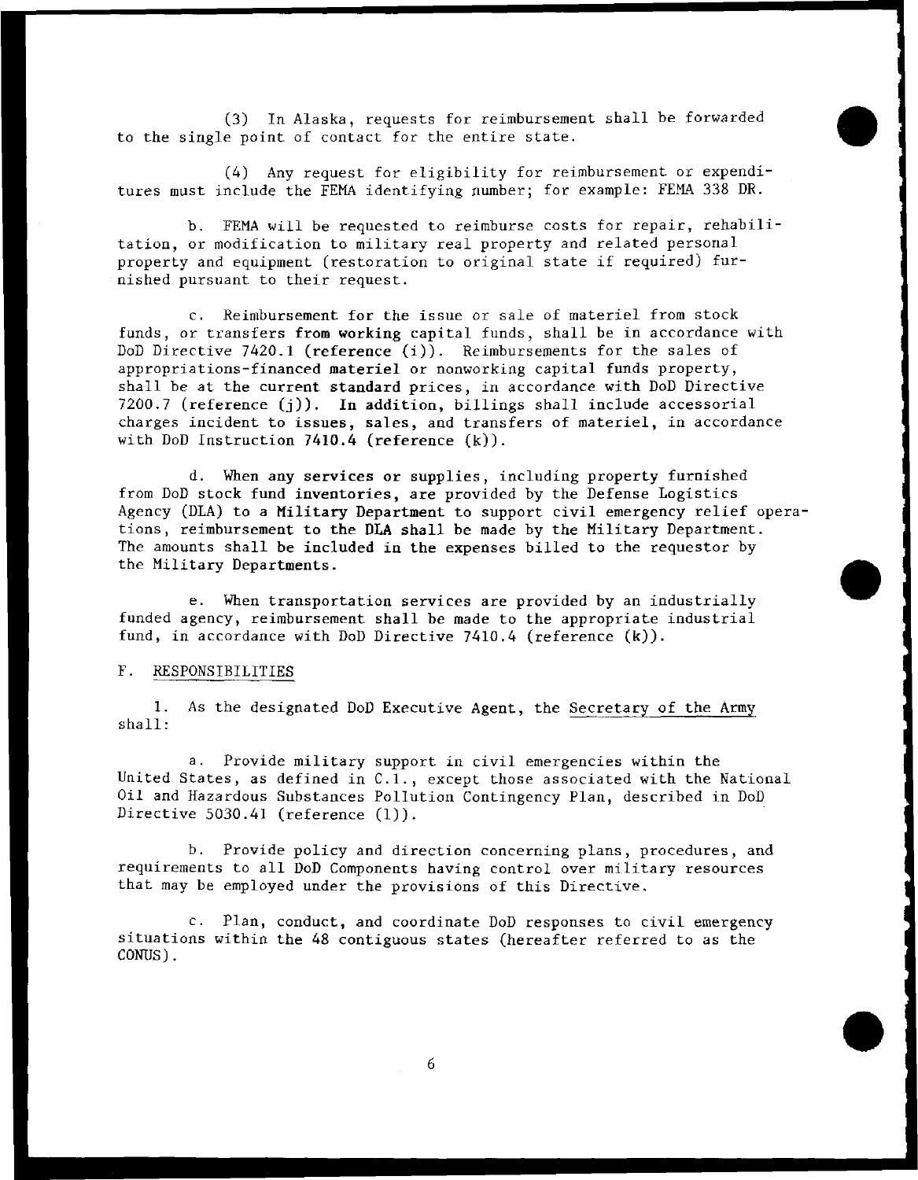(3) In Alaska, requests for reimbursement shall be forwarded to the single point of contact for the entire state.

(4) Any request for eligibility for reimbursement or expenditures must include the FEMA identifying number; for example: FEMA 338 DR.

b. FEMA will be requested to reimburse costs for repair, rehabilitation, or modification to military real property and related personal property and equipment (restoration to original state if required) furnished pursuant to their request.

c. Reimbursement for the issue or sale of materiel from stock funds, or transfers from working capital funds, shall be in accordance with DoD Directive 7420.1 (reference (i)). Reimbursements for the sales of appropriations-financed materiel or nonworking capital funds property, shall be at the current standard prices, in accordance with DoD Directive 7200.7 (reference (j)). In addition, billings shall include accessorial charges incident to issues, sales, and transfers of materiel, in accordance with DoD Instruction 7410.4 (reference (k)).

d. When any services or supplies, including property furnished from DoD stock fund inventories, are provided by the Defense Logistics Agency (DLA) to a Military Department to support civil emergency relief operations, reimbursement to the DLA shall be made by the Military Department. The amounts shall be included in the expenses billed to the requestor by the Military Departments.

e. When transportation services are provided by an industrially funded agency, reimbursement shall be made to the appropriate industrial fund, in accordance with DoD Directive 7410.4 (reference (k)).

F. RESPONSIBILITIES

1. As the designated DoD Executive Agent, the Secretary of the Army shall:

a. Provide military support in civil emergencies within the United States, as defined in C.1., except those associated with the National Oil and Hazardous Substances Pollution Contingency Plan, described in DoD Directive 5030.41 (reference (l)).

b. Provide policy and direction concerning plans, procedures, and requirements to all DoD Components having control over military resources that may be employed under the provisions of this Directive.

c. Plan, conduct, and coordinate DoD responses to civil emergency situations within the 48 contiguous states (hereafter referred to as the CONUS).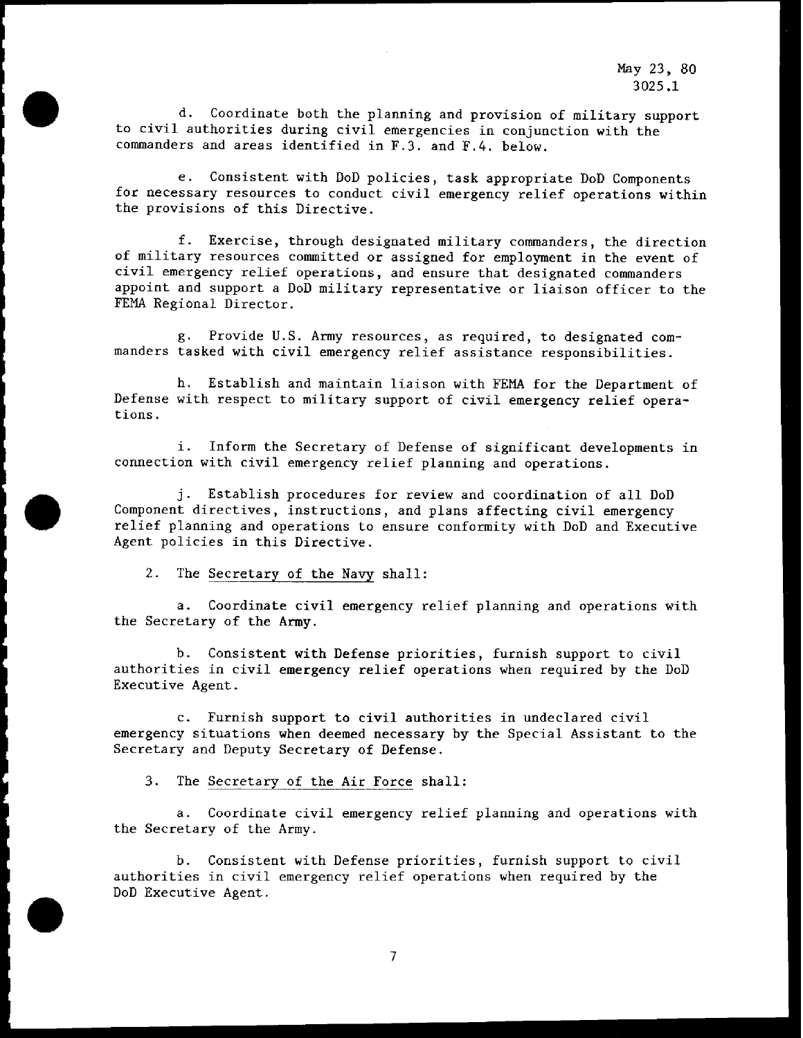d. Coordinate both the planning and provision of military support to civil authorities during civil emergencies in conjunction with the commanders and areas identified in F.3. and F.4. below.

e. Consistent with DoD policies, task appropriate DoD Components for necessary resources to conduct civil emergency relief operations within the provisions of this Directive.

f. Exercise, through designated military commanders, the direction of military resources committed or assigned for employment in the event of civil emergency relief operations, and ensure that designated commanders appoint and support a DoD military representative or liaison officer to the FEMA Regional Director.

g. Provide U.S. Army resources, as required, to designated commanders tasked with civil emergency relief assistance responsibilities.

h. Establish and maintain liaison with FEMA for the Department of Defense with respect to military support of civil emergency relief operations.

i. Inform the Secretary of Defense of significant developments in connection with civil emergency relief planning and operations.

j. Establish procedures for review and coordination of all DoD Component directives, instructions, and plans affecting civil emergency relief planning and operations to ensure conformity with DoD and Executive Agent policies in this Directive.

2. The Secretary of the Navy shall:

a. Coordinate civil emergency relief planning and operations with the Secretary of the Army.

b. Consistent with Defense priorities, furnish support to civil authorities in civil emergency relief operations when required by the DoD Executive Agent.

c. Furnish support to civil authorities in undeclared civil emergency situations when deemed necessary by the Special Assistant to the Secretary and Deputy Secretary of Defense.

3. The Secretary of the Air Force shall:

a. Coordinate civil emergency relief planning and operations with the Secretary of the Army.

b. Consistent with Defense priorities, furnish support to civil authorities in civil emergency relief operations when required by the DoD Executive Agent.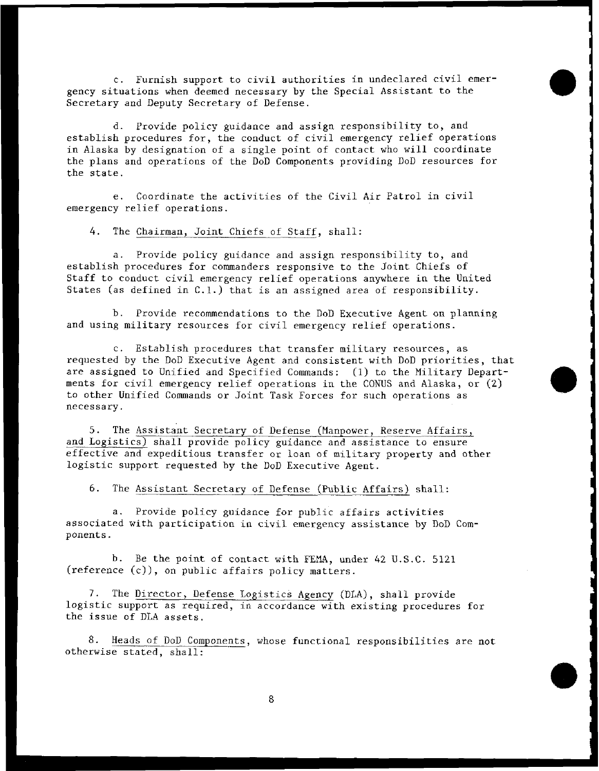c. Furnish support to civil authorities in undeclared civil emergency situations when deemed necessary by the Special Assistant to the Secretary and Deputy Secretary of Defense.

d. Provide policy guidance and assign responsibility to, and establish procedures for, the conduct of civil emergency relief operations in Alaska by designation of a single point of contact who will coordinate the plans and operations of the DoD Components providing DoD resources for the state.

e. Coordinate the activities of the Civil Air Patrol in civil emergency relief operations.

4. The Chairman, Joint Chiefs of Staff, shall:

a. Provide policy guidance and assign responsibility to, and establish procedures for commanders responsive to the Joint Chiefs of Staff to conduct civil emergency relief operations anywhere in the United States (as defined in C.1.) that is an assigned area of responsibility.

b. Provide recommendations to the DoD Executive Agent on planning and using military resources for civil emergency relief operations.

c. Establish procedures that transfer military resources, as requested by the DoD Executive Agent and consistent with DoD priorities, that are assigned to Unified and Specified Commands: (1) to the Military Departments for civil emergency relief operations in the CONUS and Alaska, or (2) to other Unified Commands or Joint Task Forces for such operations as necessary.

5. The Assistant Secretary of Defense (Manpower, Reserve Affairs, and Logistics) shall provide policy guidance and assistance to ensure effective and expeditious transfer or loan of military property and other logistic support requested by the DoD Executive Agent.

6. The Assistant Secretary of Defense (Public Affairs) shall:

a. Provide policy guidance for public affairs activities associated with participation in civil emergency assistance by DoD Components.

b. Be the point of contact with FEMA, under 42 U.S.C. 5121 (reference (c)), on public affairs policy matters.

7. The Director, Defense Logistics Agency (DLA), shall provide logistic support as required, in accordance with existing procedures for the issue of DLA assets.

8. Heads of DoD Components, whose functional responsibilities are not otherwise stated, shall: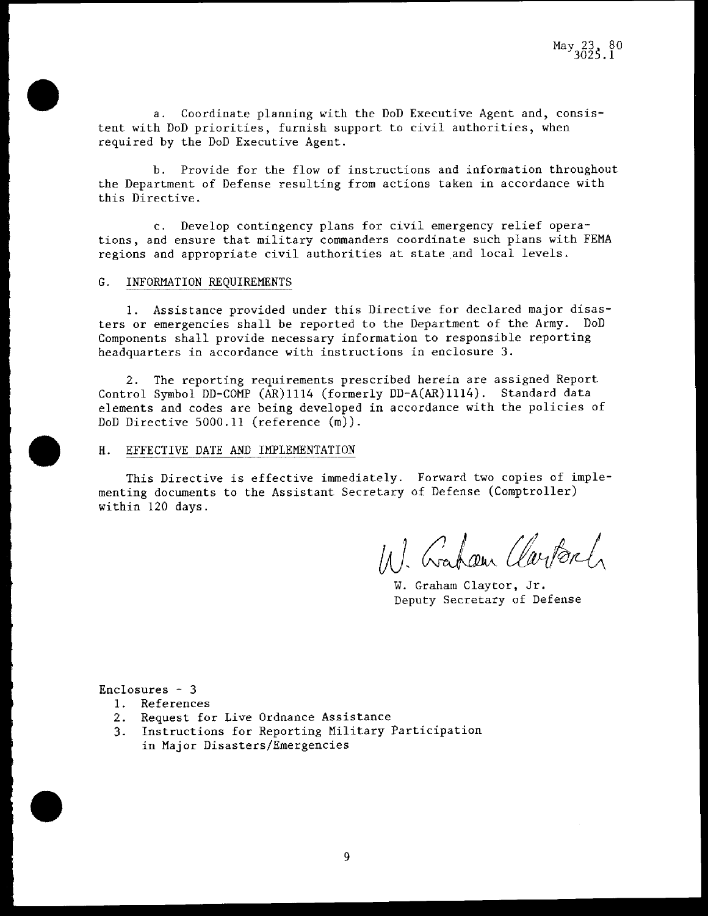a. Coordinate planning with the DoD Executive Agent and, consistent with DoD priorities, furnish support to civil authorities, when required by the DoD Executive Agent.

b. Provide for the flow of instructions and information throughout the Department of Defense resulting from actions taken in accordance with this Directive.

c. Develop contingency plans for civil emergency relief operations, and ensure that military commanders coordinate such plans with FEMA regions and appropriate civil authorities at state and local levels.

## G. INFORMATION REQUIREMENTS

1. Assistance provided under this Directive for declared major disasters or emergencies shall be reported to the Department of the Army. DoD Components shall provide necessary information to responsible reporting headquarters in accordance with instructions in enclosure 3.

2. The reporting requirements prescribed herein are assigned Report Control Symbol DD-COMP (AR)1114 (formerly DD-A(AR)1114). Standard data elements and codes are being developed in accordance with the policies of DoD Directive 5000.11 (reference (m)).

## H. EFFECTIVE DATE AND IMPLEMENTATION

This Directive is effective immediately. Forward two copies of implementing documents to the Assistant Secretary of Defense (Comptroller) within 120 days.

W. Graham Claytor, Jr.
Deputy Secretary of Defense

Enclosures - 3
1. References
2. Request for Live Ordnance Assistance
3. Instructions for Reporting Military Participation in Major Disasters/Emergencies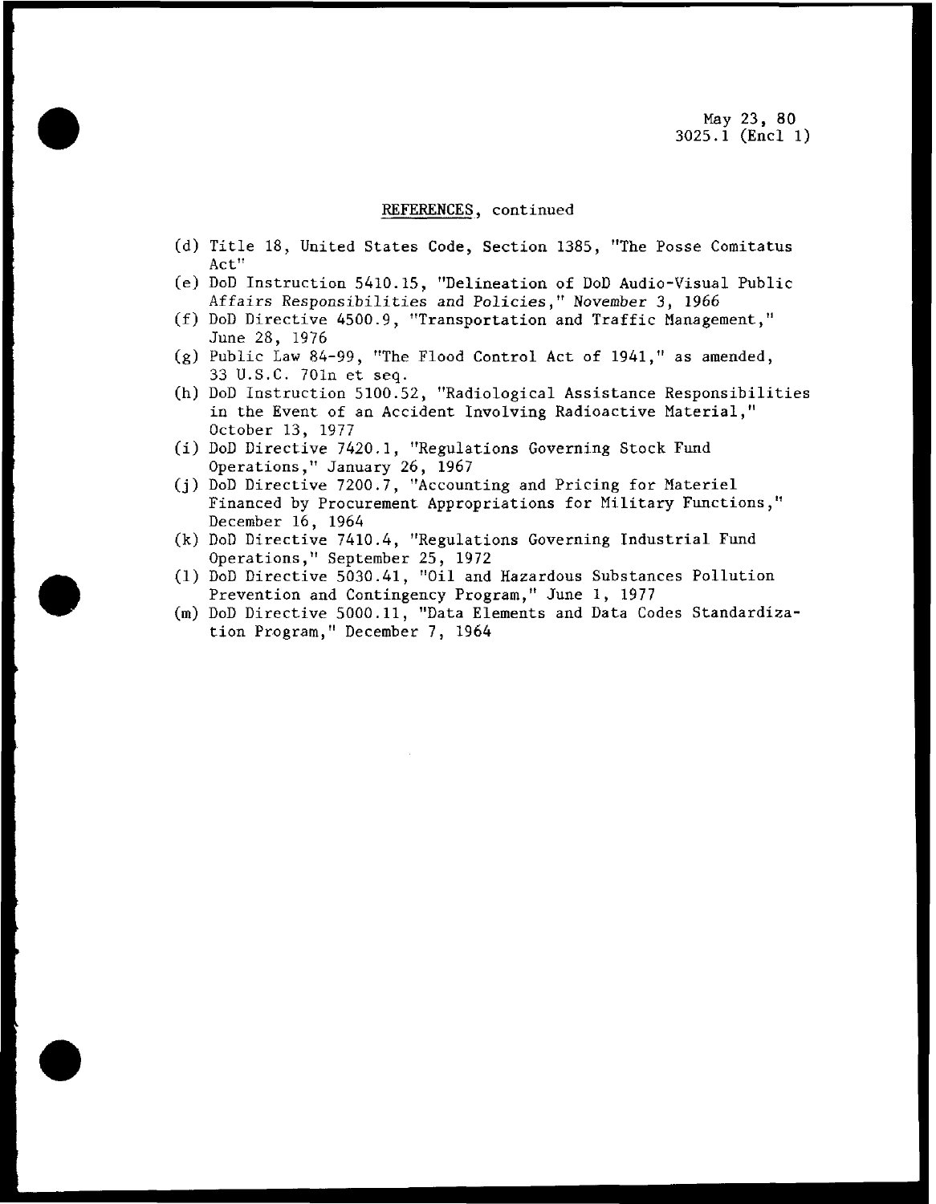REFERENCES, continued

(d) Title 18, United States Code, Section 1385, "The Posse Comitatus Act"

(e) DoD Instruction 5410.15, "Delineation of DoD Audio-Visual Public Affairs Responsibilities and Policies," November 3, 1966

(f) DoD Directive 4500.9, "Transportation and Traffic Management," June 28, 1976

(g) Public Law 84-99, "The Flood Control Act of 1941," as amended, 33 U.S.C. 701n et seq.

(h) DoD Instruction 5100.52, "Radiological Assistance Responsibilities in the Event of an Accident Involving Radioactive Material," October 13, 1977

(i) DoD Directive 7420.1, "Regulations Governing Stock Fund Operations," January 26, 1967

(j) DoD Directive 7200.7, "Accounting and Pricing for Materiel Financed by Procurement Appropriations for Military Functions," December 16, 1964

(k) DoD Directive 7410.4, "Regulations Governing Industrial Fund Operations," September 25, 1972

(l) DoD Directive 5030.41, "Oil and Hazardous Substances Pollution Prevention and Contingency Program," June 1, 1977

(m) DoD Directive 5000.11, "Data Elements and Data Codes Standardization Program," December 7, 1964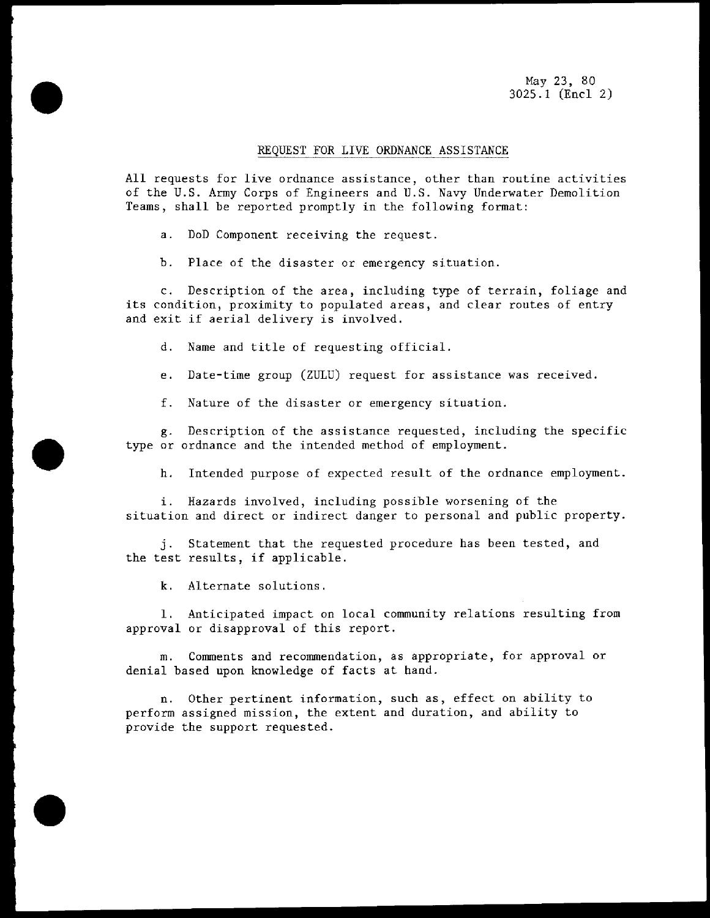May 23, 80
3025.1 (Encl 2)

## REQUEST FOR LIVE ORDNANCE ASSISTANCE

All requests for live ordnance assistance, other than routine activities of the U.S. Army Corps of Engineers and U.S. Navy Underwater Demolition Teams, shall be reported promptly in the following format:

a. DoD Component receiving the request.

b. Place of the disaster or emergency situation.

c. Description of the area, including type of terrain, foliage and its condition, proximity to populated areas, and clear routes of entry and exit if aerial delivery is involved.

d. Name and title of requesting official.

e. Date-time group (ZULU) request for assistance was received.

f. Nature of the disaster or emergency situation.

g. Description of the assistance requested, including the specific type or ordnance and the intended method of employment.

h. Intended purpose of expected result of the ordnance employment.

i. Hazards involved, including possible worsening of the situation and direct or indirect danger to personal and public property.

j. Statement that the requested procedure has been tested, and the test results, if applicable.

k. Alternate solutions.

l. Anticipated impact on local community relations resulting from approval or disapproval of this report.

m. Comments and recommendation, as appropriate, for approval or denial based upon knowledge of facts at hand.

n. Other pertinent information, such as, effect on ability to perform assigned mission, the extent and duration, and ability to provide the support requested.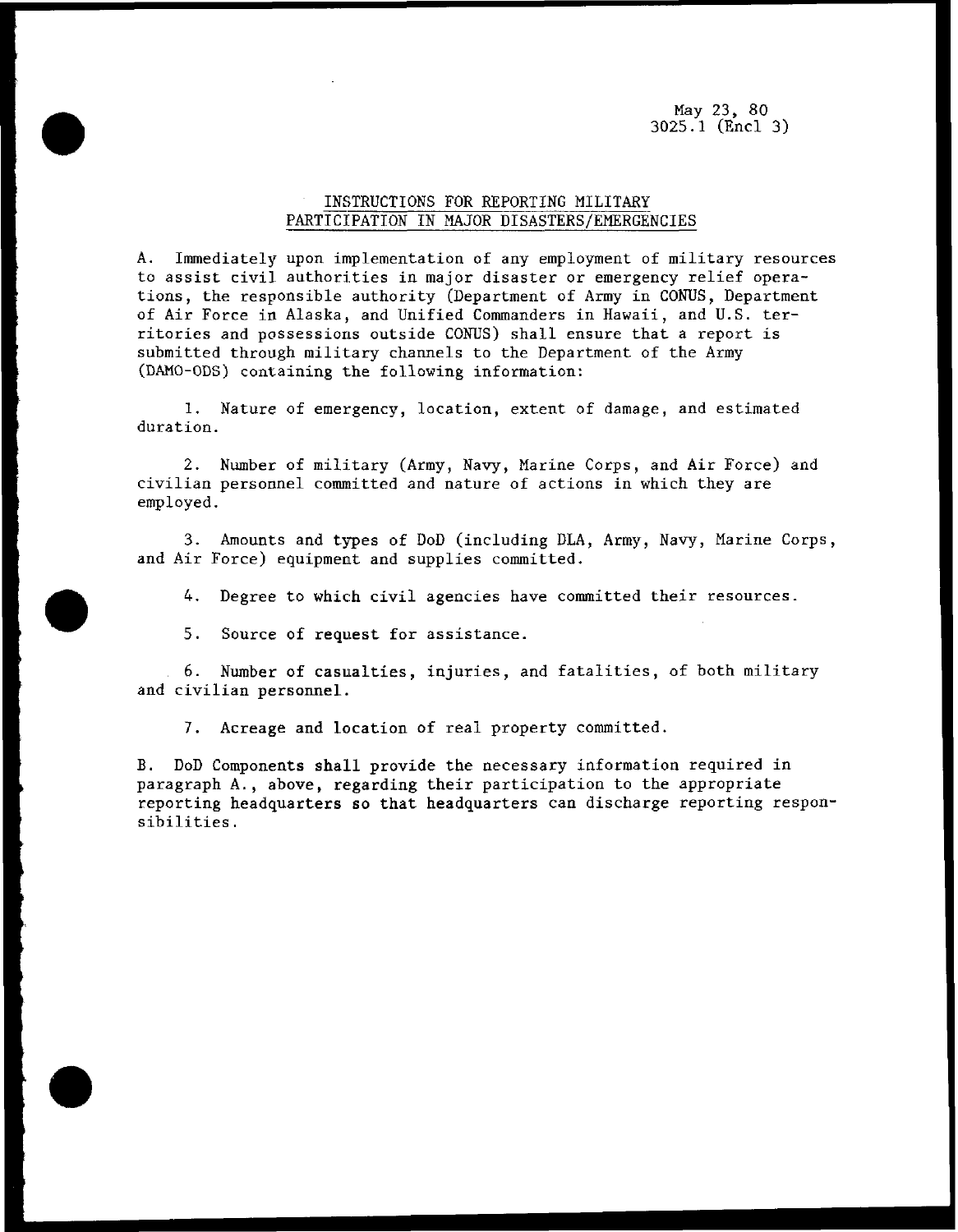May 23, 80
3025.1 (Encl 3)

## INSTRUCTIONS FOR REPORTING MILITARY PARTICIPATION IN MAJOR DISASTERS/EMERGENCIES

A. Immediately upon implementation of any employment of military resources to assist civil authorities in major disaster or emergency relief operations, the responsible authority (Department of Army in CONUS, Department of Air Force in Alaska, and Unified Commanders in Hawaii, and U.S. territories and possessions outside CONUS) shall ensure that a report is submitted through military channels to the Department of the Army (DAMO-ODS) containing the following information:

1. Nature of emergency, location, extent of damage, and estimated duration.

2. Number of military (Army, Navy, Marine Corps, and Air Force) and civilian personnel committed and nature of actions in which they are employed.

3. Amounts and types of DoD (including DLA, Army, Navy, Marine Corps, and Air Force) equipment and supplies committed.

4. Degree to which civil agencies have committed their resources.

5. Source of request for assistance.

6. Number of casualties, injuries, and fatalities, of both military and civilian personnel.

7. Acreage and location of real property committed.

B. DoD Components shall provide the necessary information required in paragraph A., above, regarding their participation to the appropriate reporting headquarters so that headquarters can discharge reporting responsibilities.